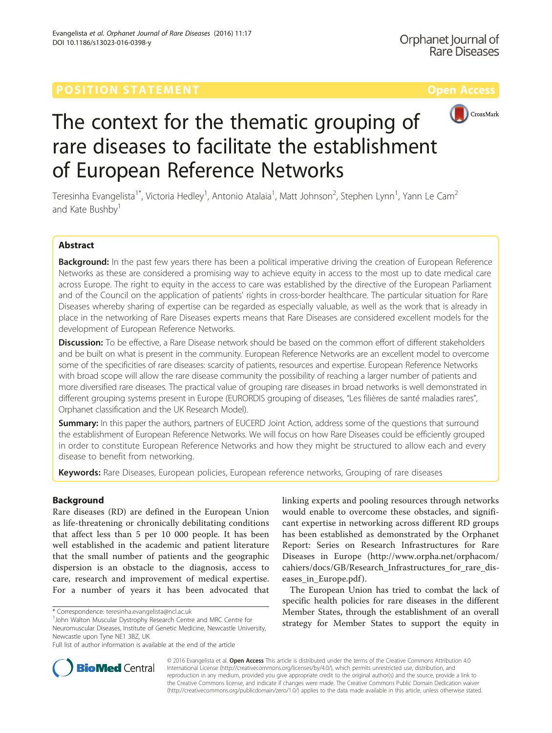POSITION STATEMENT

Open Access

# The context for the thematic grouping of rare diseases to facilitate the establishment of European Reference Networks

Teresinha Evangelista[1*], Victoria Hedley[1], Antonio Atalaia[1], Matt Johnson[2], Stephen Lynn[1], Yann Le Cam[2] and Kate Bushby[1]

## Abstract

**Background:** In the past few years there has been a political imperative driving the creation of European Reference Networks as these are considered a promising way to achieve equity in access to the most up to date medical care across Europe. The right to equity in the access to care was established by the directive of the European Parliament and of the Council on the application of patients' rights in cross-border healthcare. The particular situation for Rare Diseases whereby sharing of expertise can be regarded as especially valuable, as well as the work that is already in place in the networking of Rare Diseases experts means that Rare Diseases are considered excellent models for the development of European Reference Networks.

**Discussion:** To be effective, a Rare Disease network should be based on the common effort of different stakeholders and be built on what is present in the community. European Reference Networks are an excellent model to overcome some of the specificities of rare diseases: scarcity of patients, resources and expertise. European Reference Networks with broad scope will allow the rare disease community the possibility of reaching a larger number of patients and more diversified rare diseases. The practical value of grouping rare diseases in broad networks is well demonstrated in different grouping systems present in Europe (EURORDIS grouping of diseases, "Les filières de santé maladies rares", Orphanet classification and the UK Research Model).

**Summary:** In this paper the authors, partners of EUCERD Joint Action, address some of the questions that surround the establishment of European Reference Networks. We will focus on how Rare Diseases could be efficiently grouped in order to constitute European Reference Networks and how they might be structured to allow each and every disease to benefit from networking.

**Keywords:** Rare Diseases, European policies, European reference networks, Grouping of rare diseases

## Background

Rare diseases (RD) are defined in the European Union as life-threatening or chronically debilitating conditions that affect less than 5 per 10 000 people. It has been well established in the academic and patient literature that the small number of patients and the geographic dispersion is an obstacle to the diagnosis, access to care, research and improvement of medical expertise. For a number of years it has been advocated that linking experts and pooling resources through networks would enable to overcome these obstacles, and significant expertise in networking across different RD groups has been established as demonstrated by the Orphanet Report: Series on Research Infrastructures for Rare Diseases in Europe (http://www.orpha.net/orphacom/cahiers/docs/GB/Research_Infrastructures_for_rare_diseases_in_Europe.pdf).

The European Union has tried to combat the lack of specific health policies for rare diseases in the different Member States, through the establishment of an overall strategy for Member States to support the equity in

\* Correspondence: teresinha.evangelista@ncl.ac.uk

[1]John Walton Muscular Dystrophy Research Centre and MRC Centre for Neuromuscular Diseases, Institute of Genetic Medicine, Newcastle University, Newcastle upon Tyne NE1 3BZ, UK

Full list of author information is available at the end of the article

© 2016 Evangelista et al. **Open Access** This article is distributed under the terms of the Creative Commons Attribution 4.0 International License (http://creativecommons.org/licenses/by/4.0/), which permits unrestricted use, distribution, and reproduction in any medium, provided you give appropriate credit to the original author(s) and the source, provide a link to the Creative Commons license, and indicate if changes were made. The Creative Commons Public Domain Dedication waiver (http://creativecommons.org/publicdomain/zero/1.0/) applies to the data made available in this article, unless otherwise stated.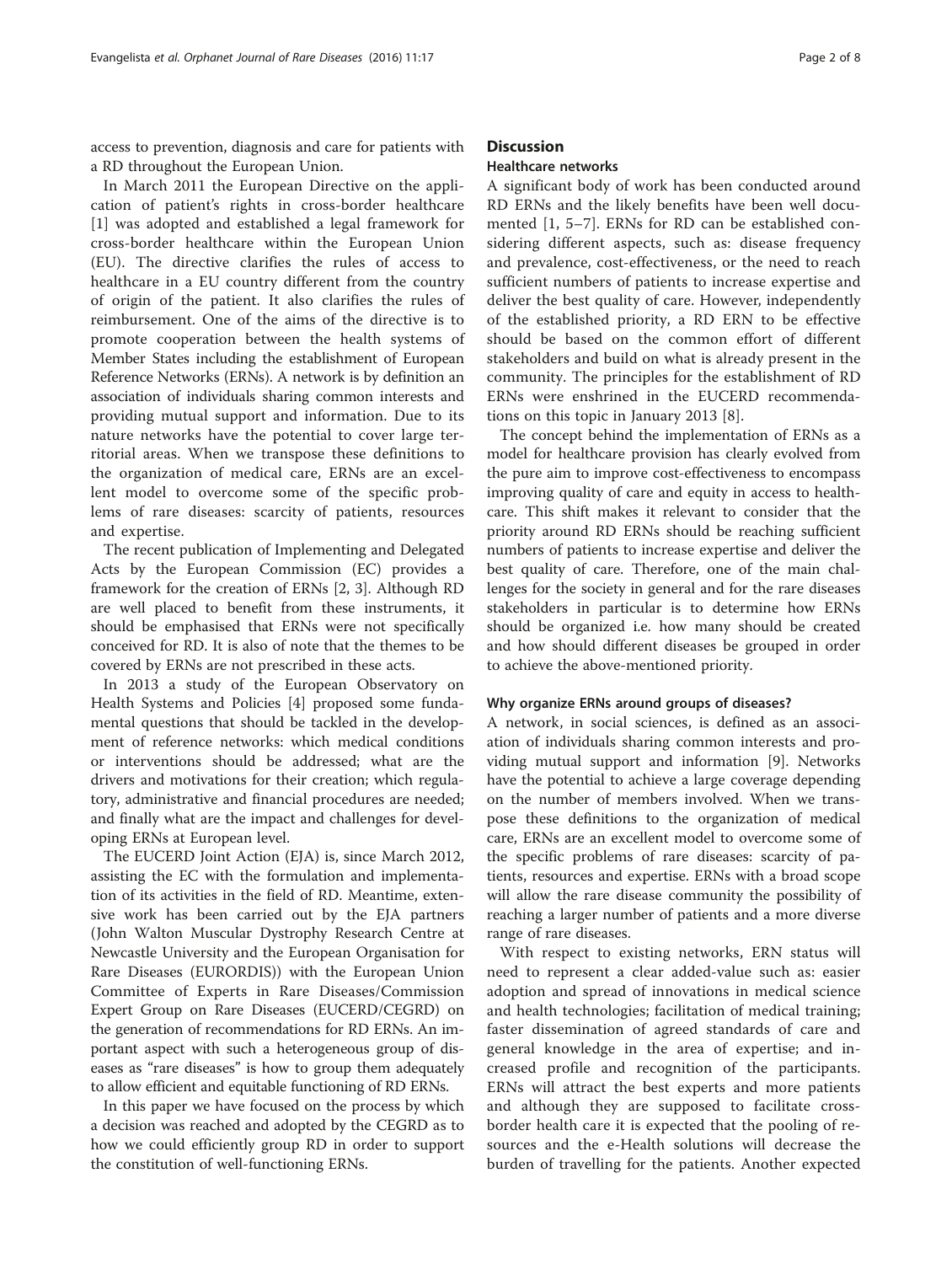access to prevention, diagnosis and care for patients with a RD throughout the European Union.

In March 2011 the European Directive on the application of patient's rights in cross-border healthcare [1] was adopted and established a legal framework for cross-border healthcare within the European Union (EU). The directive clarifies the rules of access to healthcare in a EU country different from the country of origin of the patient. It also clarifies the rules of reimbursement. One of the aims of the directive is to promote cooperation between the health systems of Member States including the establishment of European Reference Networks (ERNs). A network is by definition an association of individuals sharing common interests and providing mutual support and information. Due to its nature networks have the potential to cover large territorial areas. When we transpose these definitions to the organization of medical care, ERNs are an excellent model to overcome some of the specific problems of rare diseases: scarcity of patients, resources and expertise.

The recent publication of Implementing and Delegated Acts by the European Commission (EC) provides a framework for the creation of ERNs [2, 3]. Although RD are well placed to benefit from these instruments, it should be emphasised that ERNs were not specifically conceived for RD. It is also of note that the themes to be covered by ERNs are not prescribed in these acts.

In 2013 a study of the European Observatory on Health Systems and Policies [4] proposed some fundamental questions that should be tackled in the development of reference networks: which medical conditions or interventions should be addressed; what are the drivers and motivations for their creation; which regulatory, administrative and financial procedures are needed; and finally what are the impact and challenges for developing ERNs at European level.

The EUCERD Joint Action (EJA) is, since March 2012, assisting the EC with the formulation and implementation of its activities in the field of RD. Meantime, extensive work has been carried out by the EJA partners (John Walton Muscular Dystrophy Research Centre at Newcastle University and the European Organisation for Rare Diseases (EURORDIS)) with the European Union Committee of Experts in Rare Diseases/Commission Expert Group on Rare Diseases (EUCERD/CEGRD) on the generation of recommendations for RD ERNs. An important aspect with such a heterogeneous group of diseases as "rare diseases" is how to group them adequately to allow efficient and equitable functioning of RD ERNs.

In this paper we have focused on the process by which a decision was reached and adopted by the CEGRD as to how we could efficiently group RD in order to support the constitution of well-functioning ERNs.

## Discussion

### Healthcare networks

A significant body of work has been conducted around RD ERNs and the likely benefits have been well documented [1, 5–7]. ERNs for RD can be established considering different aspects, such as: disease frequency and prevalence, cost-effectiveness, or the need to reach sufficient numbers of patients to increase expertise and deliver the best quality of care. However, independently of the established priority, a RD ERN to be effective should be based on the common effort of different stakeholders and build on what is already present in the community. The principles for the establishment of RD ERNs were enshrined in the EUCERD recommendations on this topic in January 2013 [8].

The concept behind the implementation of ERNs as a model for healthcare provision has clearly evolved from the pure aim to improve cost-effectiveness to encompass improving quality of care and equity in access to healthcare. This shift makes it relevant to consider that the priority around RD ERNs should be reaching sufficient numbers of patients to increase expertise and deliver the best quality of care. Therefore, one of the main challenges for the society in general and for the rare diseases stakeholders in particular is to determine how ERNs should be organized i.e. how many should be created and how should different diseases be grouped in order to achieve the above-mentioned priority.

### Why organize ERNs around groups of diseases?

A network, in social sciences, is defined as an association of individuals sharing common interests and providing mutual support and information [9]. Networks have the potential to achieve a large coverage depending on the number of members involved. When we transpose these definitions to the organization of medical care, ERNs are an excellent model to overcome some of the specific problems of rare diseases: scarcity of patients, resources and expertise. ERNs with a broad scope will allow the rare disease community the possibility of reaching a larger number of patients and a more diverse range of rare diseases.

With respect to existing networks, ERN status will need to represent a clear added-value such as: easier adoption and spread of innovations in medical science and health technologies; facilitation of medical training; faster dissemination of agreed standards of care and general knowledge in the area of expertise; and increased profile and recognition of the participants. ERNs will attract the best experts and more patients and although they are supposed to facilitate cross-border health care it is expected that the pooling of resources and the e-Health solutions will decrease the burden of travelling for the patients. Another expected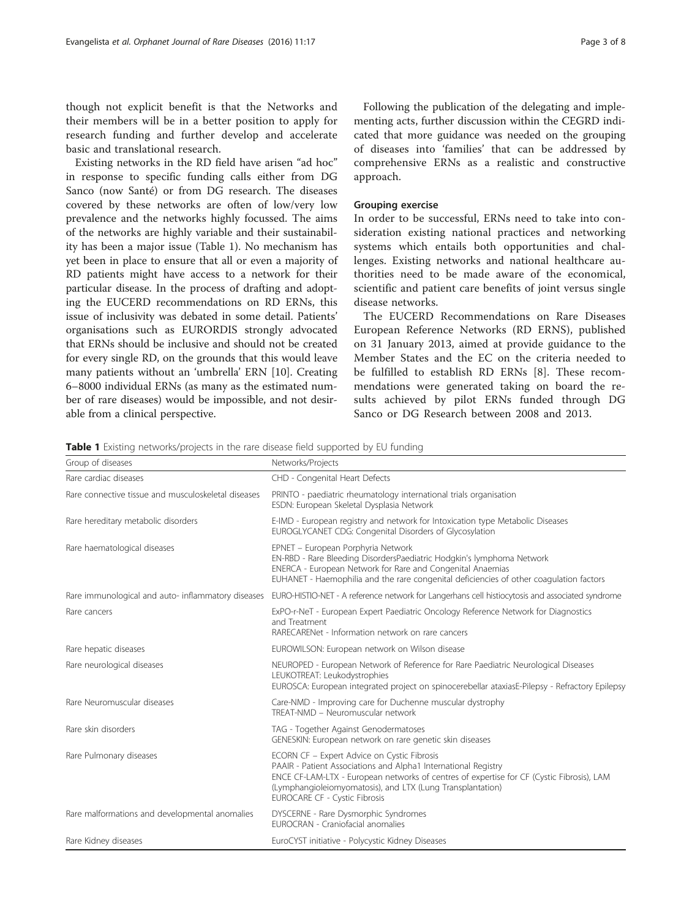though not explicit benefit is that the Networks and their members will be in a better position to apply for research funding and further develop and accelerate basic and translational research.

Existing networks in the RD field have arisen "ad hoc" in response to specific funding calls either from DG Sanco (now Santé) or from DG research. The diseases covered by these networks are often of low/very low prevalence and the networks highly focussed. The aims of the networks are highly variable and their sustainability has been a major issue (Table 1). No mechanism has yet been in place to ensure that all or even a majority of RD patients might have access to a network for their particular disease. In the process of drafting and adopting the EUCERD recommendations on RD ERNs, this issue of inclusivity was debated in some detail. Patients' organisations such as EURORDIS strongly advocated that ERNs should be inclusive and should not be created for every single RD, on the grounds that this would leave many patients without an 'umbrella' ERN [10]. Creating 6–8000 individual ERNs (as many as the estimated number of rare diseases) would be impossible, and not desirable from a clinical perspective.

Following the publication of the delegating and implementing acts, further discussion within the CEGRD indicated that more guidance was needed on the grouping of diseases into 'families' that can be addressed by comprehensive ERNs as a realistic and constructive approach.

### Grouping exercise

In order to be successful, ERNs need to take into consideration existing national practices and networking systems which entails both opportunities and challenges. Existing networks and national healthcare authorities need to be made aware of the economical, scientific and patient care benefits of joint versus single disease networks.

The EUCERD Recommendations on Rare Diseases European Reference Networks (RD ERNS), published on 31 January 2013, aimed at provide guidance to the Member States and the EC on the criteria needed to be fulfilled to establish RD ERNs [8]. These recommendations were generated taking on board the results achieved by pilot ERNs funded through DG Sanco or DG Research between 2008 and 2013.

**Table 1** Existing networks/projects in the rare disease field supported by EU funding

| Group of diseases | Networks/Projects |
|---|---|
| Rare cardiac diseases | CHD - Congenital Heart Defects |
| Rare connective tissue and musculoskeletal diseases | PRINTO - paediatric rheumatology international trials organisation<br>ESDN: European Skeletal Dysplasia Network |
| Rare hereditary metabolic disorders | E-IMD - European registry and network for Intoxication type Metabolic Diseases<br>EUROGLYCANET CDG: Congenital Disorders of Glycosylation |
| Rare haematological diseases | EPNET – European Porphyria Network<br>EN-RBD - Rare Bleeding DisordersPaediatric Hodgkin's lymphoma Network<br>ENERCA - European Network for Rare and Congenital Anaemias<br>EUHANET - Haemophilia and the rare congenital deficiencies of other coagulation factors |
| Rare immunological and auto- inflammatory diseases | EURO-HISTIO-NET - A reference network for Langerhans cell histiocytosis and associated syndrome |
| Rare cancers | ExPO-r-NeT - European Expert Paediatric Oncology Reference Network for Diagnostics and Treatment<br>RARECARENet - Information network on rare cancers |
| Rare hepatic diseases | EUROWILSON: European network on Wilson disease |
| Rare neurological diseases | NEUROPED - European Network of Reference for Rare Paediatric Neurological Diseases<br>LEUKOTREAT: Leukodystrophies<br>EUROSCA: European integrated project on spinocerebellar ataxiasE-Pilepsy - Refractory Epilepsy |
| Rare Neuromuscular diseases | Care-NMD - Improving care for Duchenne muscular dystrophy<br>TREAT-NMD – Neuromuscular network |
| Rare skin disorders | TAG - Together Against Genodermatoses<br>GENESKIN: European network on rare genetic skin diseases |
| Rare Pulmonary diseases | ECORN CF – Expert Advice on Cystic Fibrosis<br>PAAIR - Patient Associations and Alpha1 International Registry<br>ENCE CF-LAM-LTX - European networks of centres of expertise for CF (Cystic Fibrosis), LAM (Lymphangioleiomyomatosis), and LTX (Lung Transplantation)<br>EUROCARE CF - Cystic Fibrosis |
| Rare malformations and developmental anomalies | DYSCERNE - Rare Dysmorphic Syndromes<br>EUROCRAN - Craniofacial anomalies |
| Rare Kidney diseases | EuroCYST initiative - Polycystic Kidney Diseases |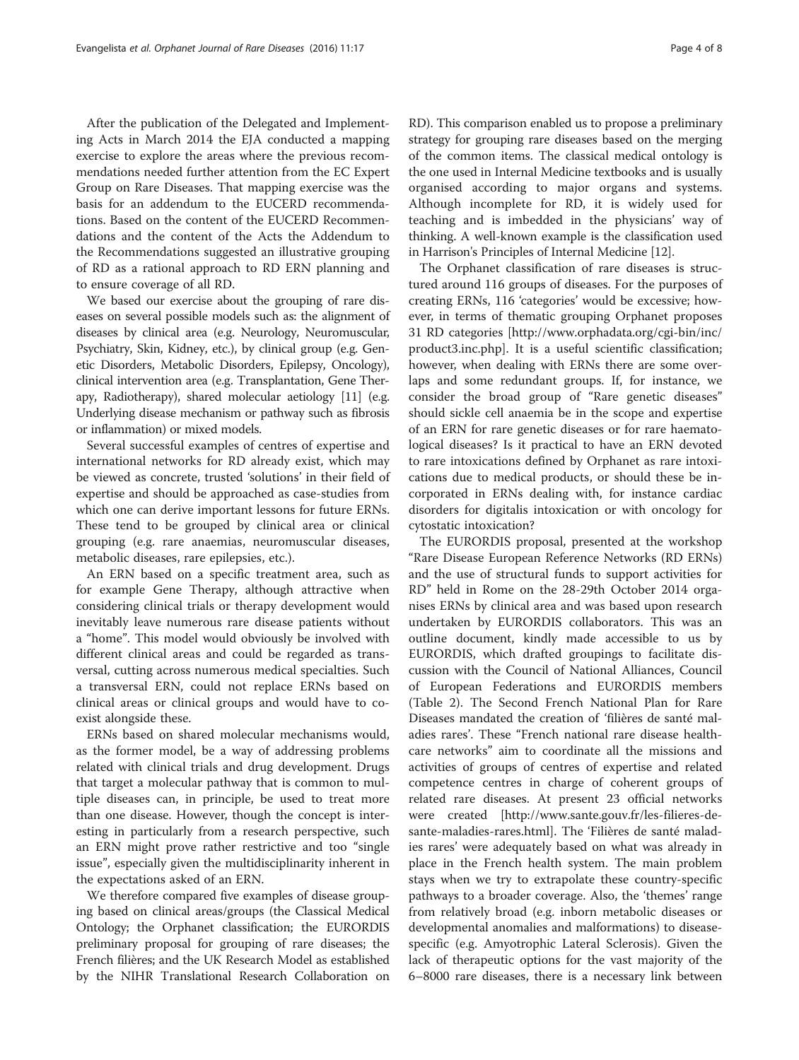After the publication of the Delegated and Implementing Acts in March 2014 the EJA conducted a mapping exercise to explore the areas where the previous recommendations needed further attention from the EC Expert Group on Rare Diseases. That mapping exercise was the basis for an addendum to the EUCERD recommendations. Based on the content of the EUCERD Recommendations and the content of the Acts the Addendum to the Recommendations suggested an illustrative grouping of RD as a rational approach to RD ERN planning and to ensure coverage of all RD.

We based our exercise about the grouping of rare diseases on several possible models such as: the alignment of diseases by clinical area (e.g. Neurology, Neuromuscular, Psychiatry, Skin, Kidney, etc.), by clinical group (e.g. Genetic Disorders, Metabolic Disorders, Epilepsy, Oncology), clinical intervention area (e.g. Transplantation, Gene Therapy, Radiotherapy), shared molecular aetiology [11] (e.g. Underlying disease mechanism or pathway such as fibrosis or inflammation) or mixed models.

Several successful examples of centres of expertise and international networks for RD already exist, which may be viewed as concrete, trusted 'solutions' in their field of expertise and should be approached as case-studies from which one can derive important lessons for future ERNs. These tend to be grouped by clinical area or clinical grouping (e.g. rare anaemias, neuromuscular diseases, metabolic diseases, rare epilepsies, etc.).

An ERN based on a specific treatment area, such as for example Gene Therapy, although attractive when considering clinical trials or therapy development would inevitably leave numerous rare disease patients without a "home". This model would obviously be involved with different clinical areas and could be regarded as transversal, cutting across numerous medical specialties. Such a transversal ERN, could not replace ERNs based on clinical areas or clinical groups and would have to co-exist alongside these.

ERNs based on shared molecular mechanisms would, as the former model, be a way of addressing problems related with clinical trials and drug development. Drugs that target a molecular pathway that is common to multiple diseases can, in principle, be used to treat more than one disease. However, though the concept is interesting in particularly from a research perspective, such an ERN might prove rather restrictive and too "single issue", especially given the multidisciplinarity inherent in the expectations asked of an ERN.

We therefore compared five examples of disease grouping based on clinical areas/groups (the Classical Medical Ontology; the Orphanet classification; the EURORDIS preliminary proposal for grouping of rare diseases; the French filières; and the UK Research Model as established by the NIHR Translational Research Collaboration on RD). This comparison enabled us to propose a preliminary strategy for grouping rare diseases based on the merging of the common items. The classical medical ontology is the one used in Internal Medicine textbooks and is usually organised according to major organs and systems. Although incomplete for RD, it is widely used for teaching and is imbedded in the physicians' way of thinking. A well-known example is the classification used in Harrison's Principles of Internal Medicine [12].

The Orphanet classification of rare diseases is structured around 116 groups of diseases. For the purposes of creating ERNs, 116 'categories' would be excessive; however, in terms of thematic grouping Orphanet proposes 31 RD categories [http://www.orphadata.org/cgi-bin/inc/product3.inc.php]. It is a useful scientific classification; however, when dealing with ERNs there are some overlaps and some redundant groups. If, for instance, we consider the broad group of "Rare genetic diseases" should sickle cell anaemia be in the scope and expertise of an ERN for rare genetic diseases or for rare haematological diseases? Is it practical to have an ERN devoted to rare intoxications defined by Orphanet as rare intoxications due to medical products, or should these be incorporated in ERNs dealing with, for instance cardiac disorders for digitalis intoxication or with oncology for cytostatic intoxication?

The EURORDIS proposal, presented at the workshop "Rare Disease European Reference Networks (RD ERNs) and the use of structural funds to support activities for RD" held in Rome on the 28-29th October 2014 organises ERNs by clinical area and was based upon research undertaken by EURORDIS collaborators. This was an outline document, kindly made accessible to us by EURORDIS, which drafted groupings to facilitate discussion with the Council of National Alliances, Council of European Federations and EURORDIS members (Table 2). The Second French National Plan for Rare Diseases mandated the creation of 'filières de santé maladies rares'. These "French national rare disease healthcare networks" aim to coordinate all the missions and activities of groups of centres of expertise and related competence centres in charge of coherent groups of related rare diseases. At present 23 official networks were created [http://www.sante.gouv.fr/les-filieres-de-sante-maladies-rares.html]. The 'Filières de santé maladies rares' were adequately based on what was already in place in the French health system. The main problem stays when we try to extrapolate these country-specific pathways to a broader coverage. Also, the 'themes' range from relatively broad (e.g. inborn metabolic diseases or developmental anomalies and malformations) to disease-specific (e.g. Amyotrophic Lateral Sclerosis). Given the lack of therapeutic options for the vast majority of the 6–8000 rare diseases, there is a necessary link between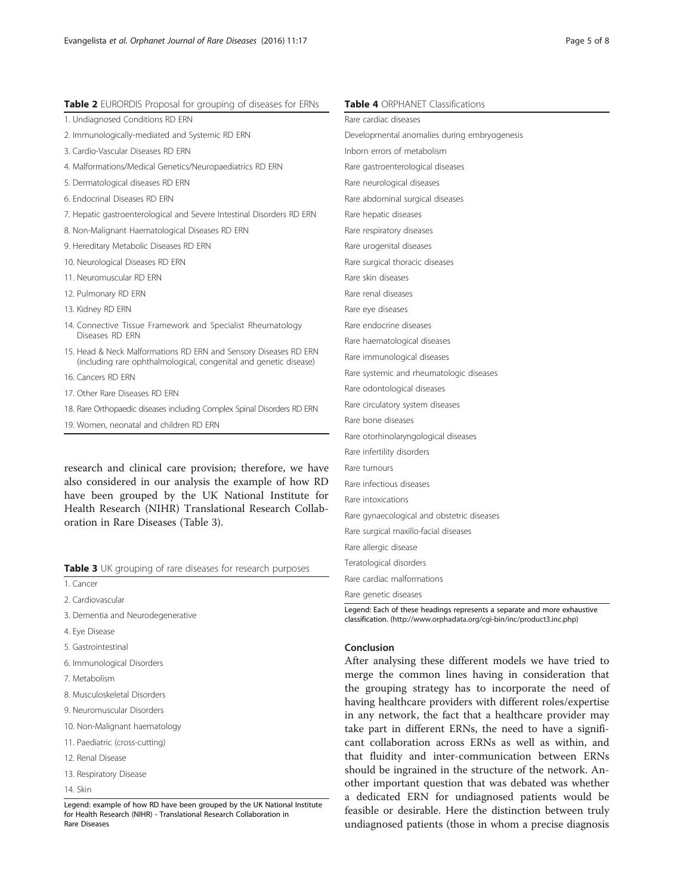**Table 2** EURORDIS Proposal for grouping of diseases for ERNs

| |
|---|
| 1. Undiagnosed Conditions RD ERN |
| 2. Immunologically-mediated and Systemic RD ERN |
| 3. Cardio-Vascular Diseases RD ERN |
| 4. Malformations/Medical Genetics/Neuropaediatrics RD ERN |
| 5. Dermatological diseases RD ERN |
| 6. Endocrinal Diseases RD ERN |
| 7. Hepatic gastroenterological and Severe Intestinal Disorders RD ERN |
| 8. Non-Malignant Haematological Diseases RD ERN |
| 9. Hereditary Metabolic Diseases RD ERN |
| 10. Neurological Diseases RD ERN |
| 11. Neuromuscular RD ERN |
| 12. Pulmonary RD ERN |
| 13. Kidney RD ERN |
| 14. Connective Tissue Framework and Specialist Rheumatology Diseases RD ERN |
| 15. Head & Neck Malformations RD ERN and Sensory Diseases RD ERN (including rare ophthalmological, congenital and genetic disease) |
| 16. Cancers RD ERN |
| 17. Other Rare Diseases RD ERN |
| 18. Rare Orthopaedic diseases including Complex Spinal Disorders RD ERN |
| 19. Women, neonatal and children RD ERN |

research and clinical care provision; therefore, we have also considered in our analysis the example of how RD have been grouped by the UK National Institute for Health Research (NIHR) Translational Research Collaboration in Rare Diseases (Table 3).

**Table 3** UK grouping of rare diseases for research purposes

| |
|---|
| 1. Cancer |
| 2. Cardiovascular |
| 3. Dementia and Neurodegenerative |
| 4. Eye Disease |
| 5. Gastrointestinal |
| 6. Immunological Disorders |
| 7. Metabolism |
| 8. Musculoskeletal Disorders |
| 9. Neuromuscular Disorders |
| 10. Non-Malignant haematology |
| 11. Paediatric (cross-cutting) |
| 12. Renal Disease |
| 13. Respiratory Disease |
| 14. Skin |

Legend: example of how RD have been grouped by the UK National Institute for Health Research (NIHR) - Translational Research Collaboration in Rare Diseases

**Table 4** ORPHANET Classifications

| |
|---|
| Rare cardiac diseases |
| Developmental anomalies during embryogenesis |
| Inborn errors of metabolism |
| Rare gastroenterological diseases |
| Rare neurological diseases |
| Rare abdominal surgical diseases |
| Rare hepatic diseases |
| Rare respiratory diseases |
| Rare urogenital diseases |
| Rare surgical thoracic diseases |
| Rare skin diseases |
| Rare renal diseases |
| Rare eye diseases |
| Rare endocrine diseases |
| Rare haematological diseases |
| Rare immunological diseases |
| Rare systemic and rheumatologic diseases |
| Rare odontological diseases |
| Rare circulatory system diseases |
| Rare bone diseases |
| Rare otorhinolaryngological diseases |
| Rare infertility disorders |
| Rare tumours |
| Rare infectious diseases |
| Rare intoxications |
| Rare gynaecological and obstetric diseases |
| Rare surgical maxillo-facial diseases |
| Rare allergic disease |
| Teratological disorders |
| Rare cardiac malformations |
| Rare genetic diseases |

Legend: Each of these headings represents a separate and more exhaustive classification. (http://www.orphadata.org/cgi-bin/inc/product3.inc.php)

## Conclusion

After analysing these different models we have tried to merge the common lines having in consideration that the grouping strategy has to incorporate the need of having healthcare providers with different roles/expertise in any network, the fact that a healthcare provider may take part in different ERNs, the need to have a significant collaboration across ERNs as well as within, and that fluidity and inter-communication between ERNs should be ingrained in the structure of the network. Another important question that was debated was whether a dedicated ERN for undiagnosed patients would be feasible or desirable. Here the distinction between truly undiagnosed patients (those in whom a precise diagnosis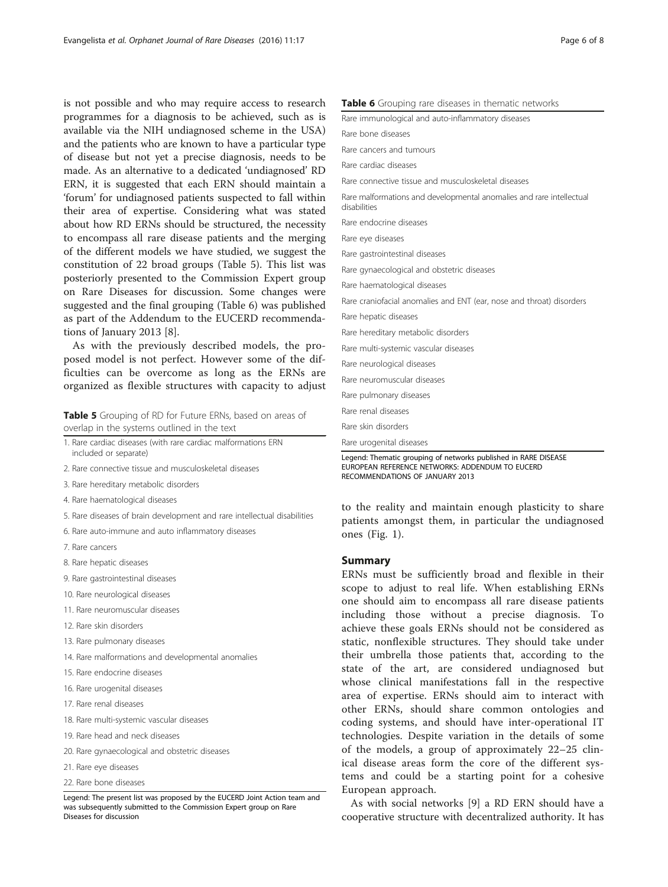is not possible and who may require access to research programmes for a diagnosis to be achieved, such as is available via the NIH undiagnosed scheme in the USA) and the patients who are known to have a particular type of disease but not yet a precise diagnosis, needs to be made. As an alternative to a dedicated 'undiagnosed' RD ERN, it is suggested that each ERN should maintain a 'forum' for undiagnosed patients suspected to fall within their area of expertise. Considering what was stated about how RD ERNs should be structured, the necessity to encompass all rare disease patients and the merging of the different models we have studied, we suggest the constitution of 22 broad groups (Table 5). This list was posteriorly presented to the Commission Expert group on Rare Diseases for discussion. Some changes were suggested and the final grouping (Table 6) was published as part of the Addendum to the EUCERD recommendations of January 2013 [8].

As with the previously described models, the proposed model is not perfect. However some of the difficulties can be overcome as long as the ERNs are organized as flexible structures with capacity to adjust to the reality and maintain enough plasticity to share patients amongst them, in particular the undiagnosed ones (Fig. 1).

**Table 5** Grouping of RD for Future ERNs, based on areas of overlap in the systems outlined in the text

1. Rare cardiac diseases (with rare cardiac malformations ERN included or separate)
2. Rare connective tissue and musculoskeletal diseases
3. Rare hereditary metabolic disorders
4. Rare haematological diseases
5. Rare diseases of brain development and rare intellectual disabilities
6. Rare auto-immune and auto inflammatory diseases
7. Rare cancers
8. Rare hepatic diseases
9. Rare gastrointestinal diseases
10. Rare neurological diseases
11. Rare neuromuscular diseases
12. Rare skin disorders
13. Rare pulmonary diseases
14. Rare malformations and developmental anomalies
15. Rare endocrine diseases
16. Rare urogenital diseases
17. Rare renal diseases
18. Rare multi-systemic vascular diseases
19. Rare head and neck diseases
20. Rare gynaecological and obstetric diseases
21. Rare eye diseases
22. Rare bone diseases

Legend: The present list was proposed by the EUCERD Joint Action team and was subsequently submitted to the Commission Expert group on Rare Diseases for discussion

**Table 6** Grouping rare diseases in thematic networks

| |
|---|
| Rare immunological and auto-inflammatory diseases |
| Rare bone diseases |
| Rare cancers and tumours |
| Rare cardiac diseases |
| Rare connective tissue and musculoskeletal diseases |
| Rare malformations and developmental anomalies and rare intellectual disabilities |
| Rare endocrine diseases |
| Rare eye diseases |
| Rare gastrointestinal diseases |
| Rare gynaecological and obstetric diseases |
| Rare haematological diseases |
| Rare craniofacial anomalies and ENT (ear, nose and throat) disorders |
| Rare hepatic diseases |
| Rare hereditary metabolic disorders |
| Rare multi-systemic vascular diseases |
| Rare neurological diseases |
| Rare neuromuscular diseases |
| Rare pulmonary diseases |
| Rare renal diseases |
| Rare skin disorders |
| Rare urogenital diseases |

Legend: Thematic grouping of networks published in RARE DISEASE EUROPEAN REFERENCE NETWORKS: ADDENDUM TO EUCERD RECOMMENDATIONS OF JANUARY 2013

## Summary

ERNs must be sufficiently broad and flexible in their scope to adjust to real life. When establishing ERNs one should aim to encompass all rare disease patients including those without a precise diagnosis. To achieve these goals ERNs should not be considered as static, nonflexible structures. They should take under their umbrella those patients that, according to the state of the art, are considered undiagnosed but whose clinical manifestations fall in the respective area of expertise. ERNs should aim to interact with other ERNs, should share common ontologies and coding systems, and should have inter-operational IT technologies. Despite variation in the details of some of the models, a group of approximately 22–25 clinical disease areas form the core of the different systems and could be a starting point for a cohesive European approach.

As with social networks [9] a RD ERN should have a cooperative structure with decentralized authority. It has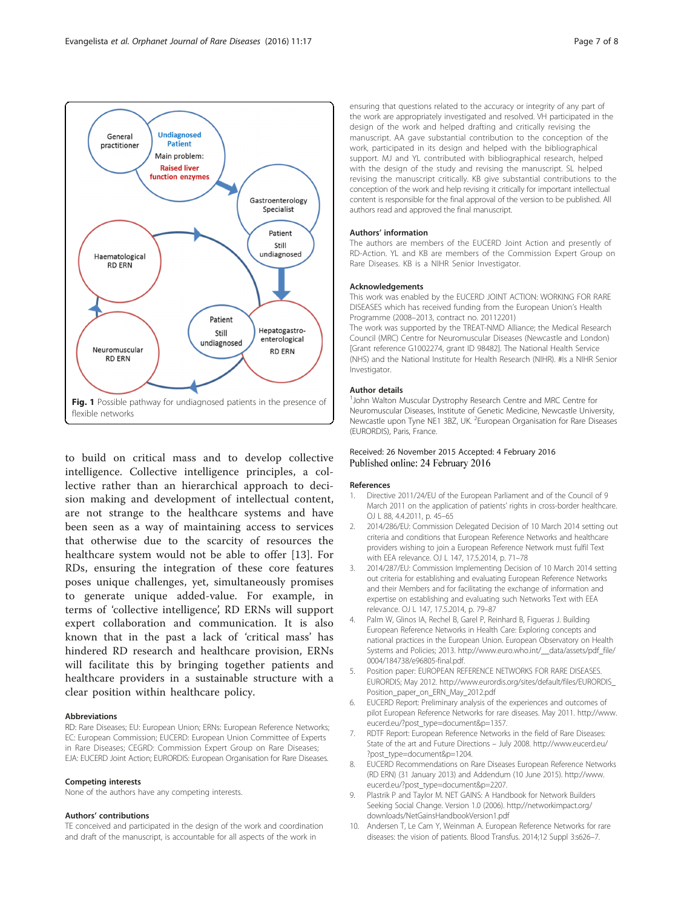General practitioner

Undiagnosed Patient

Main problem:

Raised liver function enzymes

Gastroenterology Specialist

Patient Still undiagnosed

Haematological RD ERN

Neuromuscular RD ERN

Patient Still undiagnosed

Hepatogastro-enterological RD ERN

**Fig. 1** Possible pathway for undiagnosed patients in the presence of flexible networks

to build on critical mass and to develop collective intelligence. Collective intelligence principles, a collective rather than an hierarchical approach to decision making and development of intellectual content, are not strange to the healthcare systems and have been seen as a way of maintaining access to services that otherwise due to the scarcity of resources the healthcare system would not be able to offer [13]. For RDs, ensuring the integration of these core features poses unique challenges, yet, simultaneously promises to generate unique added-value. For example, in terms of 'collective intelligence', RD ERNs will support expert collaboration and communication. It is also known that in the past a lack of 'critical mass' has hindered RD research and healthcare provision, ERNs will facilitate this by bringing together patients and healthcare providers in a sustainable structure with a clear position within healthcare policy.

### Abbreviations

RD: Rare Diseases; EU: European Union; ERNs: European Reference Networks; EC: European Commission; EUCERD: European Union Committee of Experts in Rare Diseases; CEGRD: Commission Expert Group on Rare Diseases; EJA: EUCERD Joint Action; EURORDIS: European Organisation for Rare Diseases.

### Competing interests

None of the authors have any competing interests.

### Authors' contributions

TE conceived and participated in the design of the work and coordination and draft of the manuscript, is accountable for all aspects of the work in ensuring that questions related to the accuracy or integrity of any part of the work are appropriately investigated and resolved. VH participated in the design of the work and helped drafting and critically revising the manuscript. AA gave substantial contribution to the conception of the work, participated in its design and helped with the bibliographical support. MJ and YL contributed with bibliographical research, helped with the design of the study and revising the manuscript. SL helped revising the manuscript critically. KB give substantial contributions to the conception of the work and help revising it critically for important intellectual content is responsible for the final approval of the version to be published. All authors read and approved the final manuscript.

### Authors' information

The authors are members of the EUCERD Joint Action and presently of RD-Action. YL and KB are members of the Commission Expert Group on Rare Diseases. KB is a NIHR Senior Investigator.

### Acknowledgements

This work was enabled by the EUCERD JOINT ACTION: WORKING FOR RARE DISEASES which has received funding from the European Union's Health Programme (2008–2013, contract no. 20112201)

The work was supported by the TREAT-NMD Alliance; the Medical Research Council (MRC) Centre for Neuromuscular Diseases (Newcastle and London) [Grant reference G1002274, grant ID 98482]. The National Health Service (NHS) and the National Institute for Health Research (NIHR). #Is a NIHR Senior Investigator.

### Author details

[1]John Walton Muscular Dystrophy Research Centre and MRC Centre for Neuromuscular Diseases, Institute of Genetic Medicine, Newcastle University, Newcastle upon Tyne NE1 3BZ, UK. [2]European Organisation for Rare Diseases (EURORDIS), Paris, France.

Received: 26 November 2015 Accepted: 4 February 2016
Published online: 24 February 2016

### References

1. Directive 2011/24/EU of the European Parliament and of the Council of 9 March 2011 on the application of patients' rights in cross-border healthcare. OJ L 88, 4.4.2011, p. 45–65
2. 2014/286/EU: Commission Delegated Decision of 10 March 2014 setting out criteria and conditions that European Reference Networks and healthcare providers wishing to join a European Reference Network must fulfil Text with EEA relevance. OJ L 147, 17.5.2014, p. 71–78
3. 2014/287/EU: Commission Implementing Decision of 10 March 2014 setting out criteria for establishing and evaluating European Reference Networks and their Members and for facilitating the exchange of information and expertise on establishing and evaluating such Networks Text with EEA relevance. OJ L 147, 17.5.2014, p. 79–87
4. Palm W, Glinos IA, Rechel B, Garel P, Reinhard B, Figueras J. Building European Reference Networks in Health Care: Exploring concepts and national practices in the European Union. European Observatory on Health Systems and Policies; 2013. http://www.euro.who.int/__data/assets/pdf_file/0004/184738/e96805-final.pdf.
5. Position paper: EUROPEAN REFERENCE NETWORKS FOR RARE DISEASES. EURORDIS; May 2012. http://www.eurordis.org/sites/default/files/EURORDIS_Position_paper_on_ERN_May_2012.pdf
6. EUCERD Report: Preliminary analysis of the experiences and outcomes of pilot European Reference Networks for rare diseases. May 2011. http://www.eucerd.eu/?post_type=document&p=1357.
7. RDTF Report: European Reference Networks in the field of Rare Diseases: State of the art and Future Directions – July 2008. http://www.eucerd.eu/?post_type=document&p=1204.
8. EUCERD Recommendations on Rare Diseases European Reference Networks (RD ERN) (31 January 2013) and Addendum (10 June 2015). http://www.eucerd.eu/?post_type=document&p=2207.
9. Plastrik P and Taylor M. NET GAINS: A Handbook for Network Builders Seeking Social Change. Version 1.0 (2006). http://networkimpact.org/downloads/NetGainsHandbookVersion1.pdf
10. Andersen T, Le Cam Y, Weinman A. European Reference Networks for rare diseases: the vision of patients. Blood Transfus. 2014;12 Suppl 3:s626–7.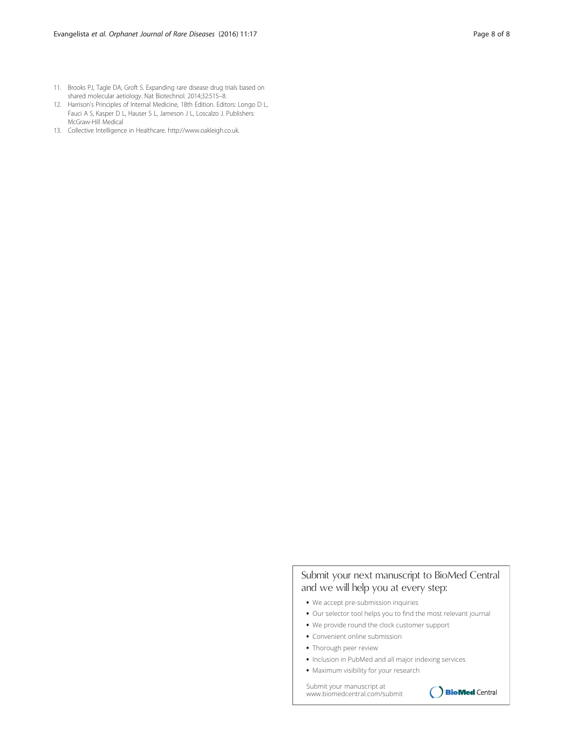11. Brooks PJ, Tagle DA, Groft S. Expanding rare disease drug trials based on shared molecular aetiology. Nat Biotechnol. 2014;32:515–8.
12. Harrison's Principles of Internal Medicine, 18th Edition. Editors: Longo D L, Fauci A S, Kasper D L, Hauser S L, Jameson J L, Loscalzo J. Publishers: McGraw-Hill Medical
13. Collective Intelligence in Healthcare. http://www.oakleigh.co.uk.

Submit your next manuscript to BioMed Central and we will help you at every step:

- We accept pre-submission inquiries
- Our selector tool helps you to find the most relevant journal
- We provide round the clock customer support
- Convenient online submission
- Thorough peer review
- Inclusion in PubMed and all major indexing services
- Maximum visibility for your research

Submit your manuscript at www.biomedcentral.com/submit

BioMed Central